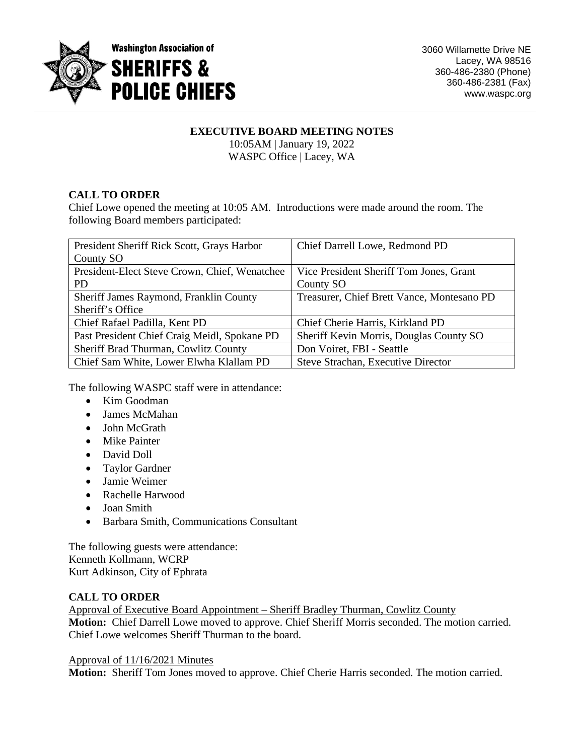Washington Association of
**SHERIFFS & POLICE CHIEFS**

3060 Willamette Drive NE
Lacey, WA 98516
360-486-2380 (Phone)
360-486-2381 (Fax)
www.waspc.org

## EXECUTIVE BOARD MEETING NOTES

10:05AM | January 19, 2022
WASPC Office | Lacey, WA

### CALL TO ORDER

Chief Lowe opened the meeting at 10:05 AM. Introductions were made around the room. The following Board members participated:

| | |
|---|---|
| President Sheriff Rick Scott, Grays Harbor County SO | Chief Darrell Lowe, Redmond PD |
| President-Elect Steve Crown, Chief, Wenatchee PD | Vice President Sheriff Tom Jones, Grant County SO |
| Sheriff James Raymond, Franklin County Sheriff's Office | Treasurer, Chief Brett Vance, Montesano PD |
| Chief Rafael Padilla, Kent PD | Chief Cherie Harris, Kirkland PD |
| Past President Chief Craig Meidl, Spokane PD | Sheriff Kevin Morris, Douglas County SO |
| Sheriff Brad Thurman, Cowlitz County | Don Voiret, FBI - Seattle |
| Chief Sam White, Lower Elwha Klallam PD | Steve Strachan, Executive Director |

The following WASPC staff were in attendance:

- Kim Goodman
- James McMahan
- John McGrath
- Mike Painter
- David Doll
- Taylor Gardner
- Jamie Weimer
- Rachelle Harwood
- Joan Smith
- Barbara Smith, Communications Consultant

The following guests were attendance:
Kenneth Kollmann, WCRP
Kurt Adkinson, City of Ephrata

### CALL TO ORDER

Approval of Executive Board Appointment – Sheriff Bradley Thurman, Cowlitz County
**Motion:** Chief Darrell Lowe moved to approve. Chief Sheriff Morris seconded. The motion carried. Chief Lowe welcomes Sheriff Thurman to the board.

Approval of 11/16/2021 Minutes
**Motion:** Sheriff Tom Jones moved to approve. Chief Cherie Harris seconded. The motion carried.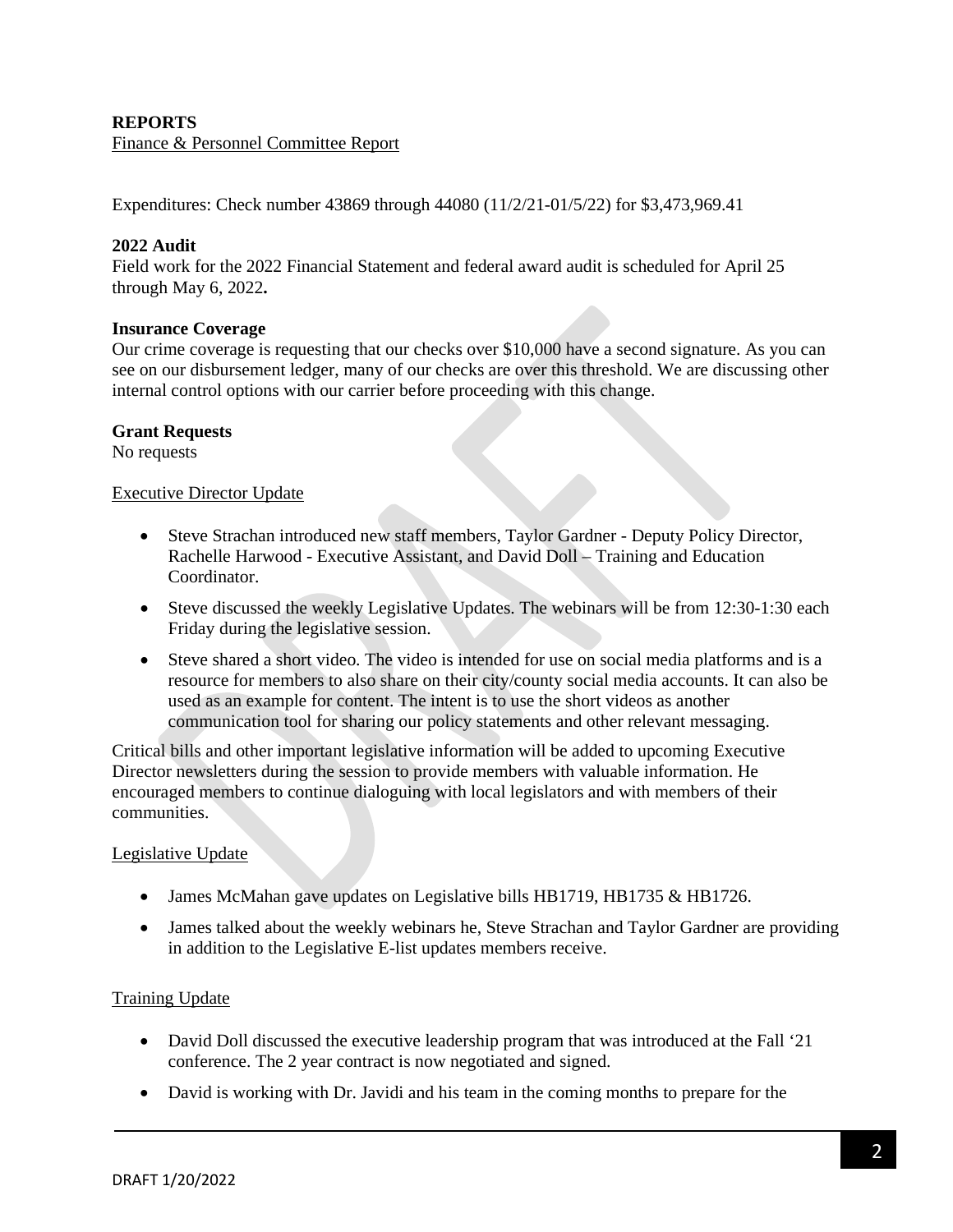**REPORTS**

Finance & Personnel Committee Report

Expenditures: Check number 43869 through 44080 (11/2/21-01/5/22) for $3,473,969.41

**2022 Audit**

Field work for the 2022 Financial Statement and federal award audit is scheduled for April 25 through May 6, 2022**.**

**Insurance Coverage**

Our crime coverage is requesting that our checks over $10,000 have a second signature. As you can see on our disbursement ledger, many of our checks are over this threshold. We are discussing other internal control options with our carrier before proceeding with this change.

**Grant Requests**

No requests

Executive Director Update

- Steve Strachan introduced new staff members, Taylor Gardner - Deputy Policy Director, Rachelle Harwood - Executive Assistant, and David Doll – Training and Education Coordinator.
- Steve discussed the weekly Legislative Updates. The webinars will be from 12:30-1:30 each Friday during the legislative session.
- Steve shared a short video. The video is intended for use on social media platforms and is a resource for members to also share on their city/county social media accounts. It can also be used as an example for content. The intent is to use the short videos as another communication tool for sharing our policy statements and other relevant messaging.

Critical bills and other important legislative information will be added to upcoming Executive Director newsletters during the session to provide members with valuable information. He encouraged members to continue dialoguing with local legislators and with members of their communities.

Legislative Update

- James McMahan gave updates on Legislative bills HB1719, HB1735 & HB1726.
- James talked about the weekly webinars he, Steve Strachan and Taylor Gardner are providing in addition to the Legislative E-list updates members receive.

Training Update

- David Doll discussed the executive leadership program that was introduced at the Fall '21 conference. The 2 year contract is now negotiated and signed.
- David is working with Dr. Javidi and his team in the coming months to prepare for the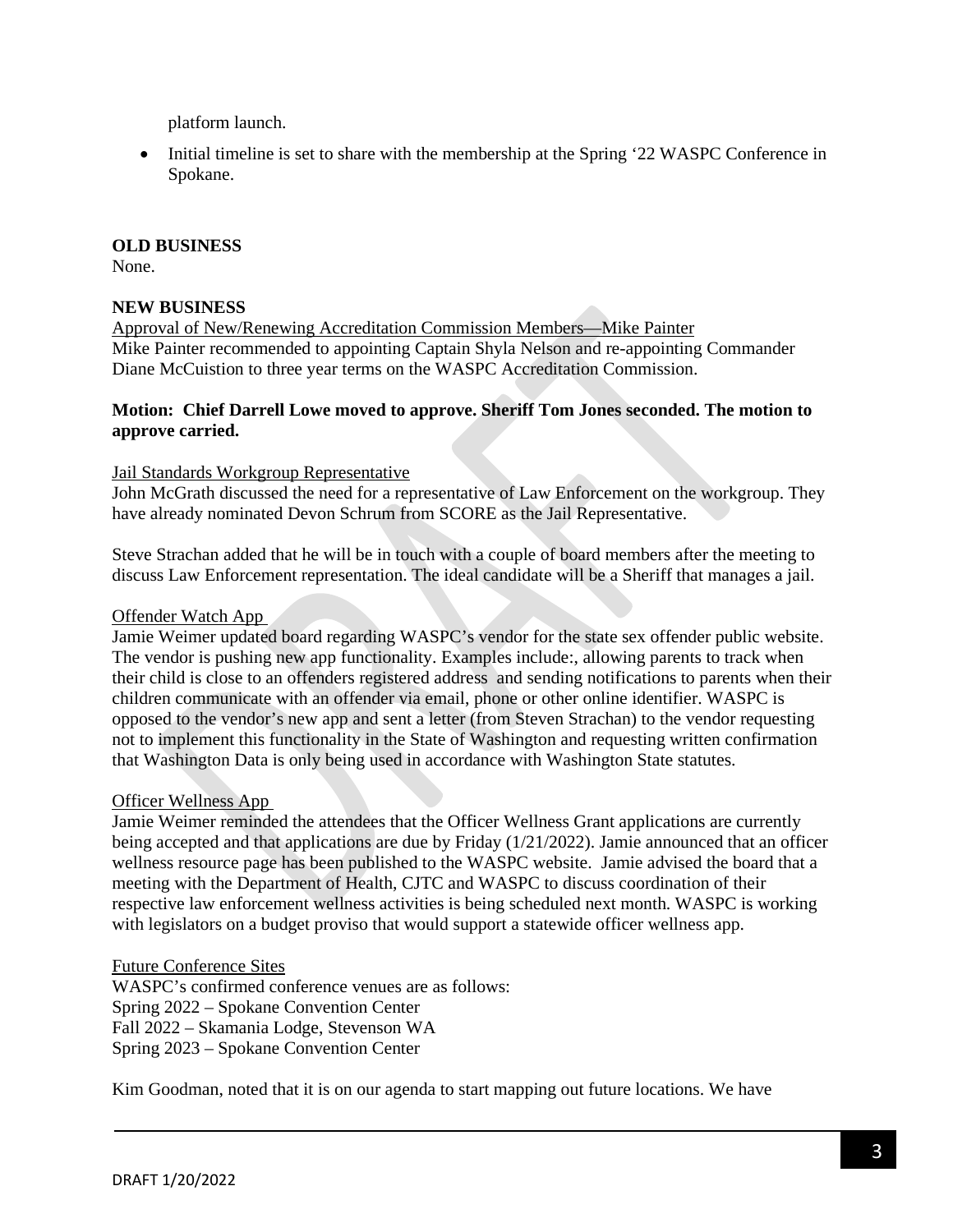platform launch.

- Initial timeline is set to share with the membership at the Spring '22 WASPC Conference in Spokane.

**OLD BUSINESS**
None.

**NEW BUSINESS**
Approval of New/Renewing Accreditation Commission Members—Mike Painter
Mike Painter recommended to appointing Captain Shyla Nelson and re-appointing Commander Diane McCuistion to three year terms on the WASPC Accreditation Commission.

**Motion: Chief Darrell Lowe moved to approve. Sheriff Tom Jones seconded. The motion to approve carried.**

Jail Standards Workgroup Representative
John McGrath discussed the need for a representative of Law Enforcement on the workgroup. They have already nominated Devon Schrum from SCORE as the Jail Representative.

Steve Strachan added that he will be in touch with a couple of board members after the meeting to discuss Law Enforcement representation. The ideal candidate will be a Sheriff that manages a jail.

Offender Watch App
Jamie Weimer updated board regarding WASPC's vendor for the state sex offender public website. The vendor is pushing new app functionality. Examples include:, allowing parents to track when their child is close to an offenders registered address and sending notifications to parents when their children communicate with an offender via email, phone or other online identifier. WASPC is opposed to the vendor's new app and sent a letter (from Steven Strachan) to the vendor requesting not to implement this functionality in the State of Washington and requesting written confirmation that Washington Data is only being used in accordance with Washington State statutes.

Officer Wellness App
Jamie Weimer reminded the attendees that the Officer Wellness Grant applications are currently being accepted and that applications are due by Friday (1/21/2022). Jamie announced that an officer wellness resource page has been published to the WASPC website. Jamie advised the board that a meeting with the Department of Health, CJTC and WASPC to discuss coordination of their respective law enforcement wellness activities is being scheduled next month. WASPC is working with legislators on a budget proviso that would support a statewide officer wellness app.

Future Conference Sites
WASPC's confirmed conference venues are as follows:
Spring 2022 – Spokane Convention Center
Fall 2022 – Skamania Lodge, Stevenson WA
Spring 2023 – Spokane Convention Center

Kim Goodman, noted that it is on our agenda to start mapping out future locations. We have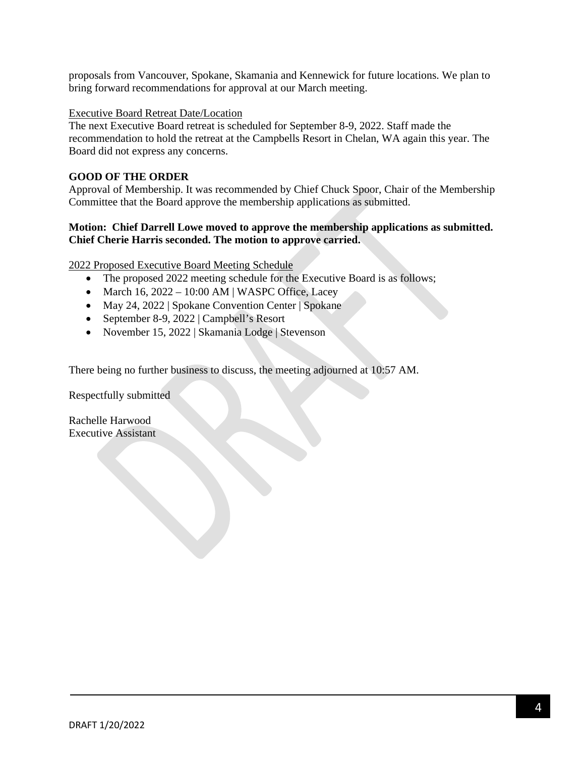proposals from Vancouver, Spokane, Skamania and Kennewick for future locations. We plan to bring forward recommendations for approval at our March meeting.

Executive Board Retreat Date/Location

The next Executive Board retreat is scheduled for September 8-9, 2022. Staff made the recommendation to hold the retreat at the Campbells Resort in Chelan, WA again this year. The Board did not express any concerns.

**GOOD OF THE ORDER**

Approval of Membership. It was recommended by Chief Chuck Spoor, Chair of the Membership Committee that the Board approve the membership applications as submitted.

**Motion: Chief Darrell Lowe moved to approve the membership applications as submitted. Chief Cherie Harris seconded. The motion to approve carried.**

2022 Proposed Executive Board Meeting Schedule

- The proposed 2022 meeting schedule for the Executive Board is as follows;
- March 16, 2022 – 10:00 AM | WASPC Office, Lacey
- May 24, 2022 | Spokane Convention Center | Spokane
- September 8-9, 2022 | Campbell's Resort
- November 15, 2022 | Skamania Lodge | Stevenson

There being no further business to discuss, the meeting adjourned at 10:57 AM.

Respectfully submitted

Rachelle Harwood
Executive Assistant

DRAFT 1/20/2022